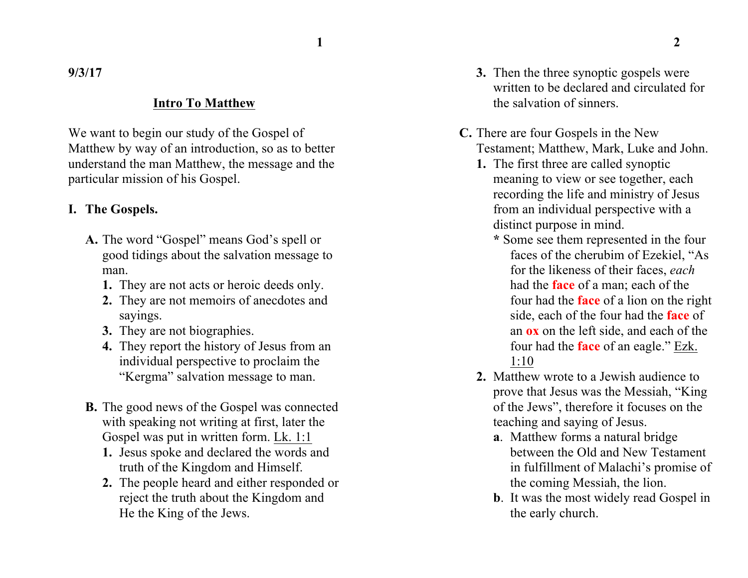**9/3/17**

## Intro To Matthew

We want to begin our study of the Gospel of Matthew by way of an introduction, so as to better understand the man Matthew, the message and the particular mission of his Gospel.

### I. The Gospels.

**A.** The word "Gospel" means God's spell or good tidings about the salvation message to man.

1. They are not acts or heroic deeds only.
2. They are not memoirs of anecdotes and sayings.
3. They are not biographies.
4. They report the history of Jesus from an individual perspective to proclaim the "Kergma" salvation message to man.

**B.** The good news of the Gospel was connected with speaking not writing at first, later the Gospel was put in written form. Lk. 1:1

1. Jesus spoke and declared the words and truth of the Kingdom and Himself.
2. The people heard and either responded or reject the truth about the Kingdom and He the King of the Jews.
3. Then the three synoptic gospels were written to be declared and circulated for the salvation of sinners.

**C.** There are four Gospels in the New Testament; Matthew, Mark, Luke and John.

1. The first three are called synoptic meaning to view or see together, each recording the life and ministry of Jesus from an individual perspective with a distinct purpose in mind.
   * Some see them represented in the four faces of the cherubim of Ezekiel, "As for the likeness of their faces, *each* had the **face** of a man; each of the four had the **face** of a lion on the right side, each of the four had the **face** of an **ox** on the left side, and each of the four had the **face** of an eagle." Ezk. 1:10
2. Matthew wrote to a Jewish audience to prove that Jesus was the Messiah, "King of the Jews", therefore it focuses on the teaching and saying of Jesus.
   - **a**. Matthew forms a natural bridge between the Old and New Testament in fulfillment of Malachi's promise of the coming Messiah, the lion.
   - **b**. It was the most widely read Gospel in the early church.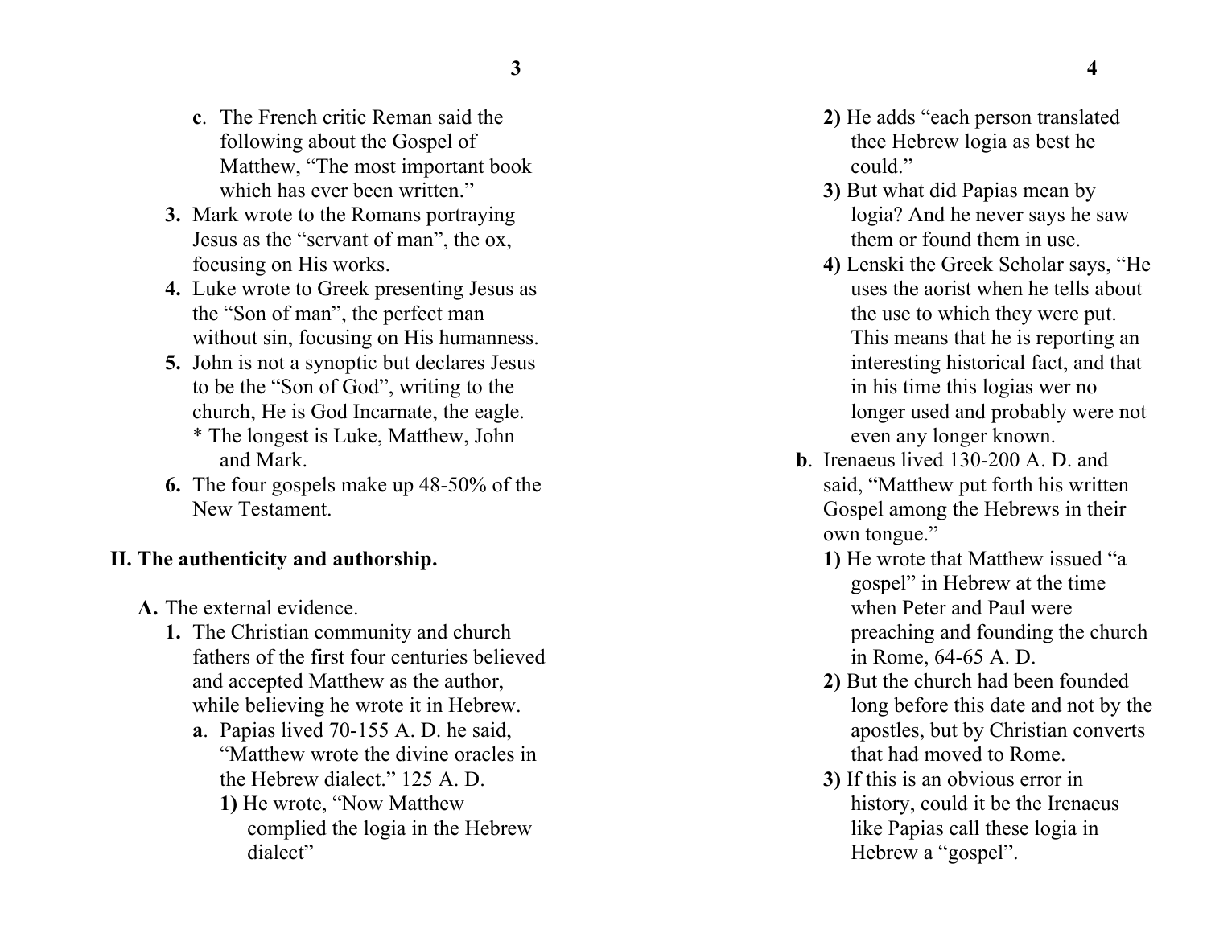**c**. The French critic Reman said the following about the Gospel of Matthew, "The most important book which has ever been written."

**3.** Mark wrote to the Romans portraying Jesus as the "servant of man", the ox, focusing on His works.

**4.** Luke wrote to Greek presenting Jesus as the "Son of man", the perfect man without sin, focusing on His humanness.

**5.** John is not a synoptic but declares Jesus to be the "Son of God", writing to the church, He is God Incarnate, the eagle.

 * The longest is Luke, Matthew, John and Mark.

**6.** The four gospels make up 48-50% of the New Testament.

## II. The authenticity and authorship.

**A.** The external evidence.

**1.** The Christian community and church fathers of the first four centuries believed and accepted Matthew as the author, while believing he wrote it in Hebrew.

**a**. Papias lived 70-155 A. D. he said, "Matthew wrote the divine oracles in the Hebrew dialect." 125 A. D.

**1)** He wrote, "Now Matthew complied the logia in the Hebrew dialect"

**2)** He adds "each person translated thee Hebrew logia as best he could."

**3)** But what did Papias mean by logia? And he never says he saw them or found them in use.

**4)** Lenski the Greek Scholar says, "He uses the aorist when he tells about the use to which they were put. This means that he is reporting an interesting historical fact, and that in his time this logias wer no longer used and probably were not even any longer known.

**b**. Irenaeus lived 130-200 A. D. and said, "Matthew put forth his written Gospel among the Hebrews in their own tongue."

**1)** He wrote that Matthew issued "a gospel" in Hebrew at the time when Peter and Paul were preaching and founding the church in Rome, 64-65 A. D.

**2)** But the church had been founded long before this date and not by the apostles, but by Christian converts that had moved to Rome.

**3)** If this is an obvious error in history, could it be the Irenaeus like Papias call these logia in Hebrew a "gospel".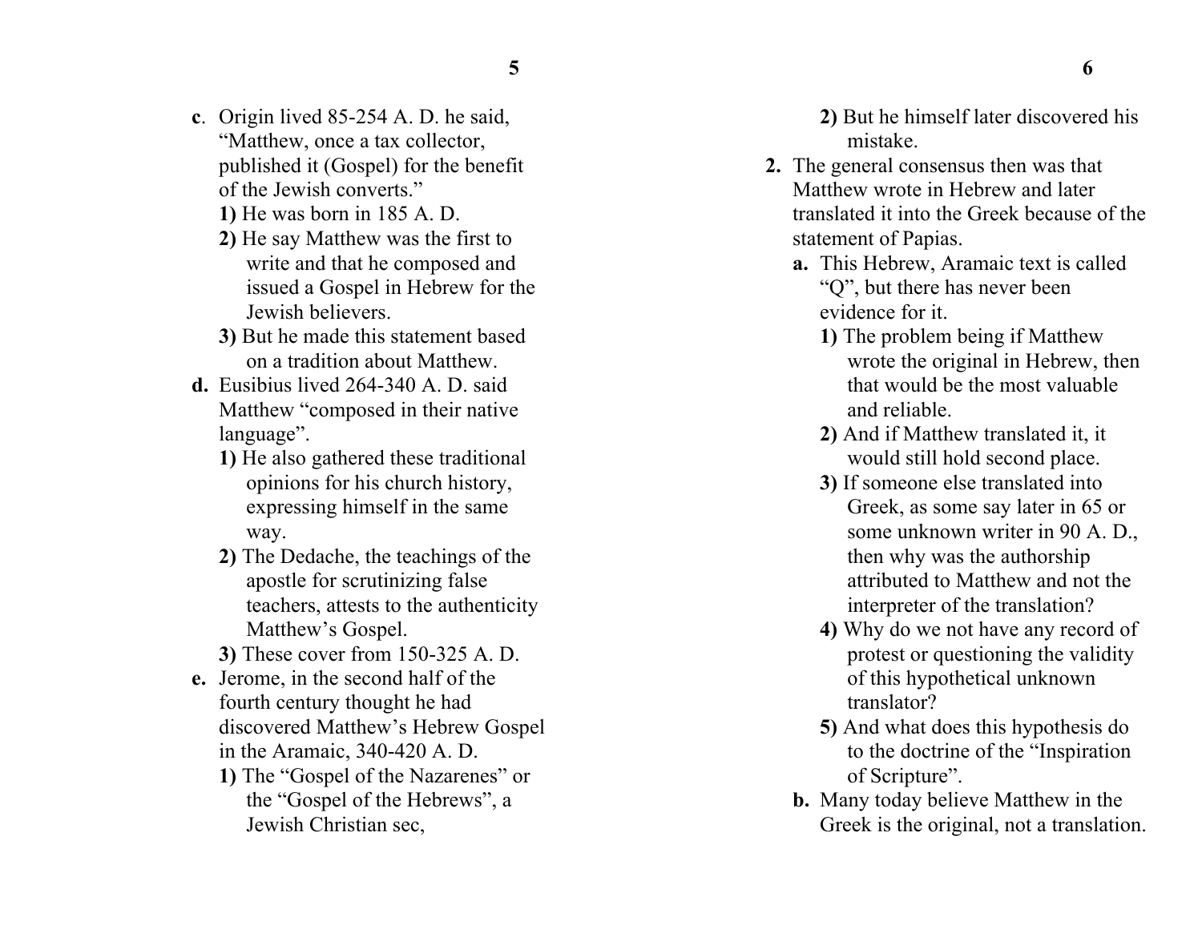**c**. Origin lived 85-254 A. D. he said, "Matthew, once a tax collector, published it (Gospel) for the benefit of the Jewish converts."

**1)** He was born in 185 A. D.

**2)** He say Matthew was the first to write and that he composed and issued a Gospel in Hebrew for the Jewish believers.

**3)** But he made this statement based on a tradition about Matthew.

**d.** Eusibius lived 264-340 A. D. said Matthew "composed in their native language".

**1)** He also gathered these traditional opinions for his church history, expressing himself in the same way.

**2)** The Dedache, the teachings of the apostle for scrutinizing false teachers, attests to the authenticity Matthew's Gospel.

**3)** These cover from 150-325 A. D.

**e.** Jerome, in the second half of the fourth century thought he had discovered Matthew's Hebrew Gospel in the Aramaic, 340-420 A. D.

**1)** The "Gospel of the Nazarenes" or the "Gospel of the Hebrews", a Jewish Christian sec,

**2)** But he himself later discovered his mistake.

**2.** The general consensus then was that Matthew wrote in Hebrew and later translated it into the Greek because of the statement of Papias.

**a.** This Hebrew, Aramaic text is called "Q", but there has never been evidence for it.

**1)** The problem being if Matthew wrote the original in Hebrew, then that would be the most valuable and reliable.

**2)** And if Matthew translated it, it would still hold second place.

**3)** If someone else translated into Greek, as some say later in 65 or some unknown writer in 90 A. D., then why was the authorship attributed to Matthew and not the interpreter of the translation?

**4)** Why do we not have any record of protest or questioning the validity of this hypothetical unknown translator?

**5)** And what does this hypothesis do to the doctrine of the "Inspiration of Scripture".

**b.** Many today believe Matthew in the Greek is the original, not a translation.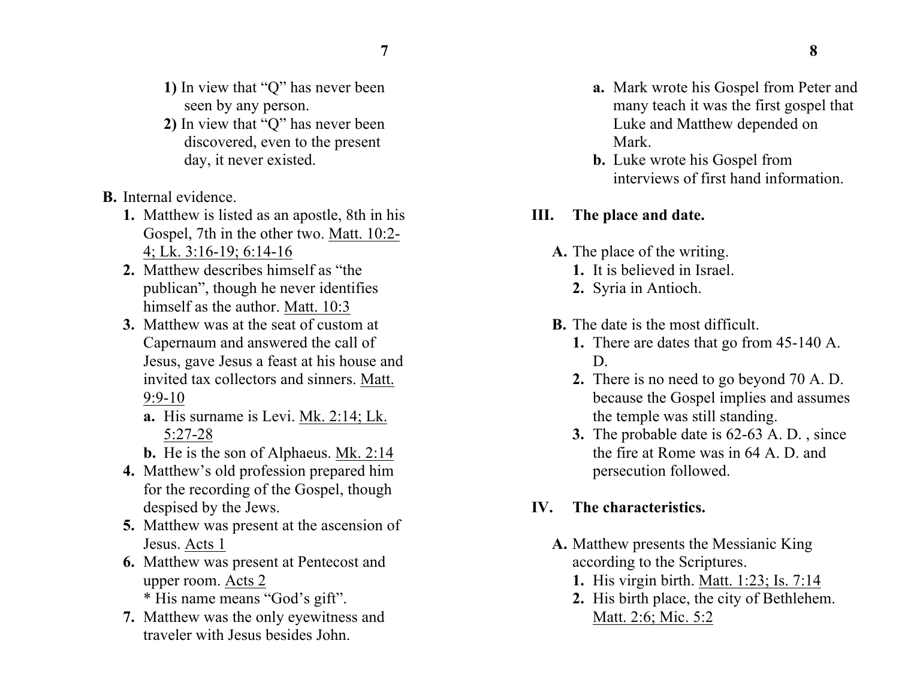1) In view that "Q" has never been seen by any person.

2) In view that "Q" has never been discovered, even to the present day, it never existed.

**B.** Internal evidence.

1. Matthew is listed as an apostle, 8th in his Gospel, 7th in the other two. Matt. 10:2-4; Lk. 3:16-19; 6:14-16
2. Matthew describes himself as "the publican", though he never identifies himself as the author. Matt. 10:3
3. Matthew was at the seat of custom at Capernaum and answered the call of Jesus, gave Jesus a feast at his house and invited tax collectors and sinners. Matt. 9:9-10
   - **a.** His surname is Levi. Mk. 2:14; Lk. 5:27-28
   - **b.** He is the son of Alphaeus. Mk. 2:14
4. Matthew's old profession prepared him for the recording of the Gospel, though despised by the Jews.
5. Matthew was present at the ascension of Jesus. Acts 1
6. Matthew was present at Pentecost and upper room. Acts 2

   * His name means "God's gift".
7. Matthew was the only eyewitness and traveler with Jesus besides John.
   - **a.** Mark wrote his Gospel from Peter and many teach it was the first gospel that Luke and Matthew depended on Mark.
   - **b.** Luke wrote his Gospel from interviews of first hand information.

## III. The place and date.

**A.** The place of the writing.

1. It is believed in Israel.
2. Syria in Antioch.

**B.** The date is the most difficult.

1. There are dates that go from 45-140 A. D.
2. There is no need to go beyond 70 A. D. because the Gospel implies and assumes the temple was still standing.
3. The probable date is 62-63 A. D. , since the fire at Rome was in 64 A. D. and persecution followed.

## IV. The characteristics.

**A.** Matthew presents the Messianic King according to the Scriptures.

1. His virgin birth. Matt. 1:23; Is. 7:14
2. His birth place, the city of Bethlehem. Matt. 2:6; Mic. 5:2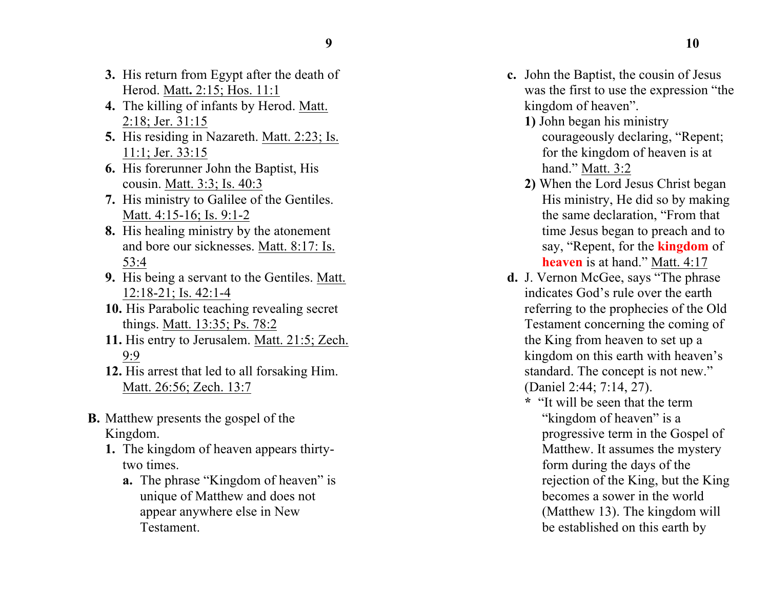3. His return from Egypt after the death of Herod. Matt. 2:15; Hos. 11:1
4. The killing of infants by Herod. Matt. 2:18; Jer. 31:15
5. His residing in Nazareth. Matt. 2:23; Is. 11:1; Jer. 33:15
6. His forerunner John the Baptist, His cousin. Matt. 3:3; Is. 40:3
7. His ministry to Galilee of the Gentiles. Matt. 4:15-16; Is. 9:1-2
8. His healing ministry by the atonement and bore our sicknesses. Matt. 8:17: Is. 53:4
9. His being a servant to the Gentiles. Matt. 12:18-21; Is. 42:1-4
10. His Parabolic teaching revealing secret things. Matt. 13:35; Ps. 78:2
11. His entry to Jerusalem. Matt. 21:5; Zech. 9:9
12. His arrest that led to all forsaking Him. Matt. 26:56; Zech. 13:7

**B.** Matthew presents the gospel of the Kingdom.

1. The kingdom of heaven appears thirty-two times.
   - **a.** The phrase "Kingdom of heaven" is unique of Matthew and does not appear anywhere else in New Testament.
   - **c.** John the Baptist, the cousin of Jesus was the first to use the expression "the kingdom of heaven".
     - **1)** John began his ministry courageously declaring, "Repent; for the kingdom of heaven is at hand." Matt. 3:2
     - **2)** When the Lord Jesus Christ began His ministry, He did so by making the same declaration, "From that time Jesus began to preach and to say, "Repent, for the **kingdom** of **heaven** is at hand." Matt. 4:17
   - **d.** J. Vernon McGee, says "The phrase indicates God's rule over the earth referring to the prophecies of the Old Testament concerning the coming of the King from heaven to set up a kingdom on this earth with heaven's standard. The concept is not new." (Daniel 2:44; 7:14, 27).
     - **\*** "It will be seen that the term "kingdom of heaven" is a progressive term in the Gospel of Matthew. It assumes the mystery form during the days of the rejection of the King, but the King becomes a sower in the world (Matthew 13). The kingdom will be established on this earth by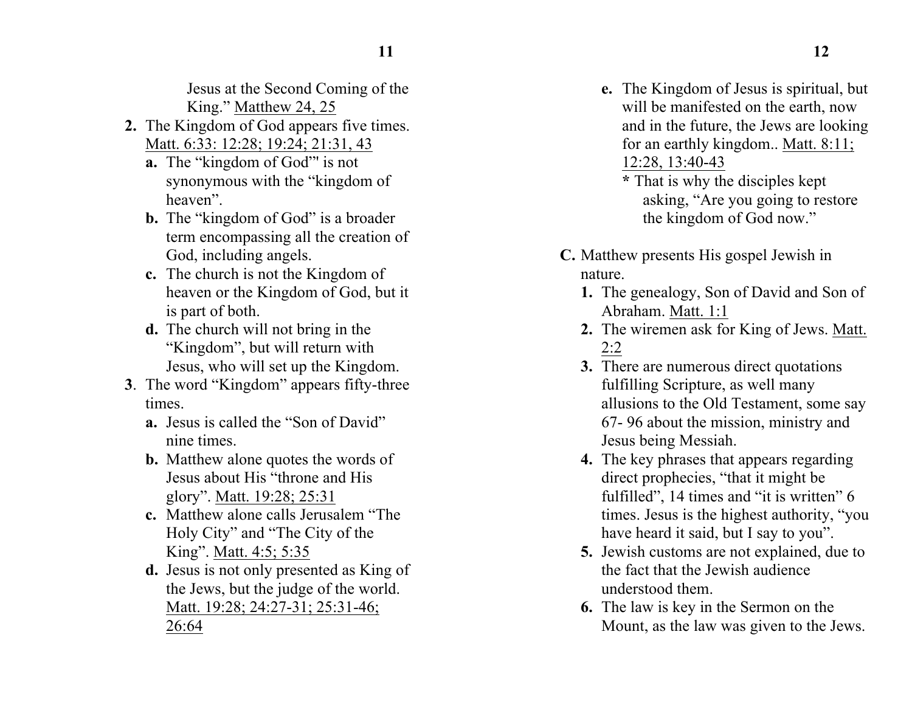Jesus at the Second Coming of the King." Matthew 24, 25

2. The Kingdom of God appears five times. Matt. 6:33: 12:28; 19:24; 21:31, 43
   - **a.** The "kingdom of God"' is not synonymous with the "kingdom of heaven".
   - **b.** The "kingdom of God" is a broader term encompassing all the creation of God, including angels.
   - **c.** The church is not the Kingdom of heaven or the Kingdom of God, but it is part of both.
   - **d.** The church will not bring in the "Kingdom", but will return with Jesus, who will set up the Kingdom.
3. The word "Kingdom" appears fifty-three times.
   - **a.** Jesus is called the "Son of David" nine times.
   - **b.** Matthew alone quotes the words of Jesus about His "throne and His glory". Matt. 19:28; 25:31
   - **c.** Matthew alone calls Jerusalem "The Holy City" and "The City of the King". Matt. 4:5; 5:35
   - **d.** Jesus is not only presented as King of the Jews, but the judge of the world. Matt. 19:28; 24:27-31; 25:31-46; 26:64
   - **e.** The Kingdom of Jesus is spiritual, but will be manifested on the earth, now and in the future, the Jews are looking for an earthly kingdom.. Matt. 8:11; 12:28, 13:40-43
     - **\*** That is why the disciples kept asking, "Are you going to restore the kingdom of God now."

**C.** Matthew presents His gospel Jewish in nature.

1. The genealogy, Son of David and Son of Abraham. Matt. 1:1
2. The wiremen ask for King of Jews. Matt. 2:2
3. There are numerous direct quotations fulfilling Scripture, as well many allusions to the Old Testament, some say 67- 96 about the mission, ministry and Jesus being Messiah.
4. The key phrases that appears regarding direct prophecies, "that it might be fulfilled", 14 times and "it is written" 6 times. Jesus is the highest authority, "you have heard it said, but I say to you".
5. Jewish customs are not explained, due to the fact that the Jewish audience understood them.
6. The law is key in the Sermon on the Mount, as the law was given to the Jews.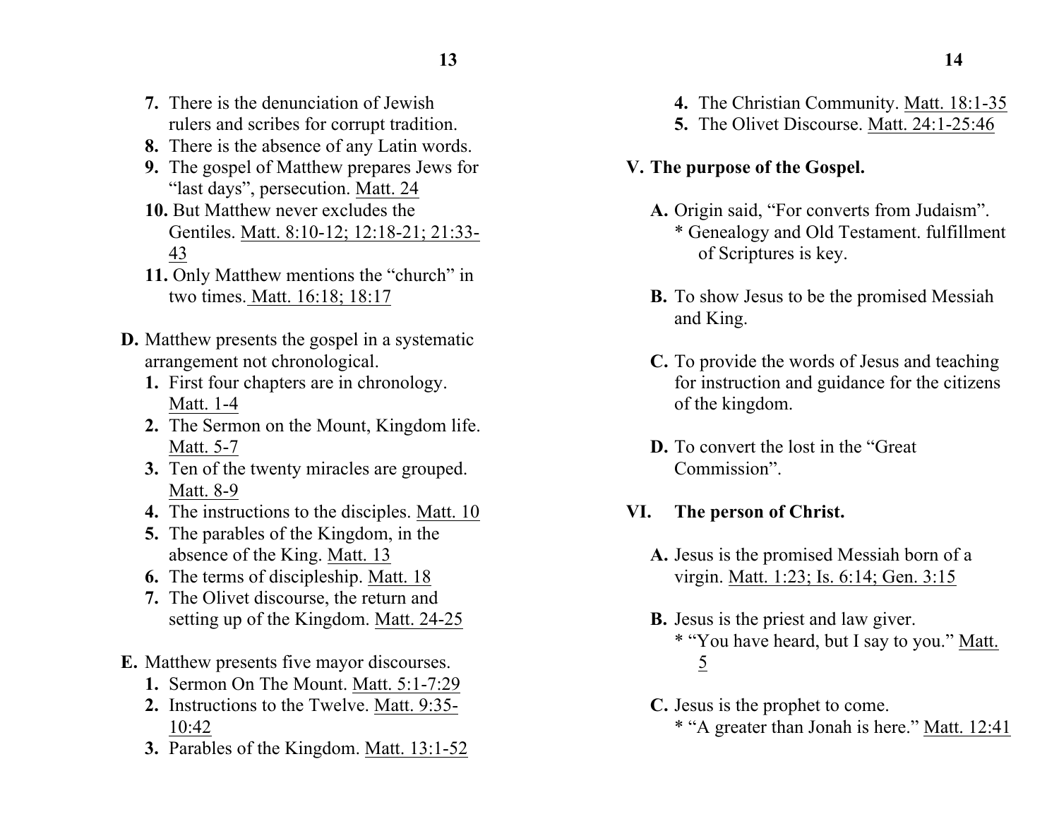7. There is the denunciation of Jewish rulers and scribes for corrupt tradition.
8. There is the absence of any Latin words.
9. The gospel of Matthew prepares Jews for "last days", persecution. Matt. 24
10. But Matthew never excludes the Gentiles. Matt. 8:10-12; 12:18-21; 21:33-43
11. Only Matthew mentions the "church" in two times. Matt. 16:18; 18:17

**D.** Matthew presents the gospel in a systematic arrangement not chronological.

1. First four chapters are in chronology. Matt. 1-4
2. The Sermon on the Mount, Kingdom life. Matt. 5-7
3. Ten of the twenty miracles are grouped. Matt. 8-9
4. The instructions to the disciples. Matt. 10
5. The parables of the Kingdom, in the absence of the King. Matt. 13
6. The terms of discipleship. Matt. 18
7. The Olivet discourse, the return and setting up of the Kingdom. Matt. 24-25

**E.** Matthew presents five mayor discourses.

1. Sermon On The Mount. Matt. 5:1-7:29
2. Instructions to the Twelve. Matt. 9:35-10:42
3. Parables of the Kingdom. Matt. 13:1-52
4. The Christian Community. Matt. 18:1-35
5. The Olivet Discourse. Matt. 24:1-25:46

## V. The purpose of the Gospel.

**A.** Origin said, "For converts from Judaism".
\* Genealogy and Old Testament. fulfillment of Scriptures is key.

**B.** To show Jesus to be the promised Messiah and King.

**C.** To provide the words of Jesus and teaching for instruction and guidance for the citizens of the kingdom.

**D.** To convert the lost in the "Great Commission".

## VI. The person of Christ.

**A.** Jesus is the promised Messiah born of a virgin. Matt. 1:23; Is. 6:14; Gen. 3:15

**B.** Jesus is the priest and law giver.
\* "You have heard, but I say to you." Matt. 5

**C.** Jesus is the prophet to come.
\* "A greater than Jonah is here." Matt. 12:41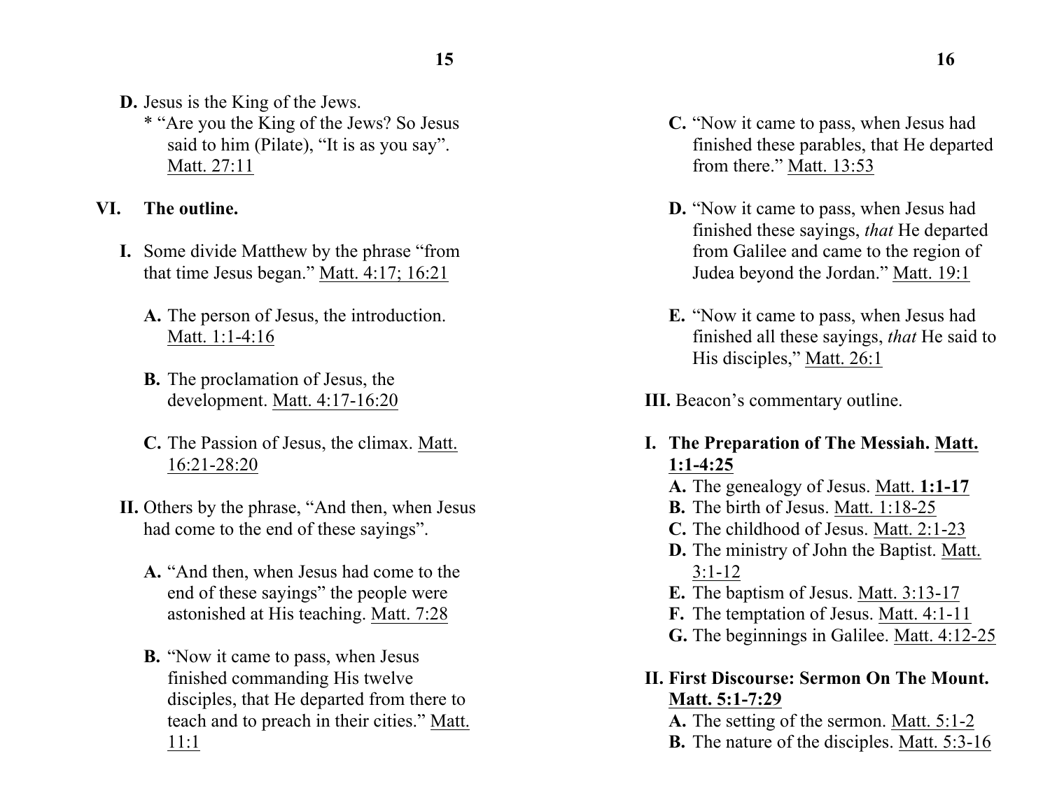**D.** Jesus is the King of the Jews.

* "Are you the King of the Jews? So Jesus said to him (Pilate), "It is as you say". Matt. 27:11

**VI. The outline.**

**I.** Some divide Matthew by the phrase "from that time Jesus began." Matt. 4:17; 16:21

**A.** The person of Jesus, the introduction. Matt. 1:1-4:16

**B.** The proclamation of Jesus, the development. Matt. 4:17-16:20

**C.** The Passion of Jesus, the climax. Matt. 16:21-28:20

**II.** Others by the phrase, "And then, when Jesus had come to the end of these sayings".

**A.** "And then, when Jesus had come to the end of these sayings" the people were astonished at His teaching. Matt. 7:28

**B.** "Now it came to pass, when Jesus finished commanding His twelve disciples, that He departed from there to teach and to preach in their cities." Matt. 11:1

**C.** "Now it came to pass, when Jesus had finished these parables, that He departed from there." Matt. 13:53

**D.** "Now it came to pass, when Jesus had finished these sayings, *that* He departed from Galilee and came to the region of Judea beyond the Jordan." Matt. 19:1

**E.** "Now it came to pass, when Jesus had finished all these sayings, *that* He said to His disciples," Matt. 26:1

**III.** Beacon's commentary outline.

**I. The Preparation of The Messiah. Matt. 1:1-4:25**

**A.** The genealogy of Jesus. Matt. **1:1-17**
**B.** The birth of Jesus. Matt. 1:18-25
**C.** The childhood of Jesus. Matt. 2:1-23
**D.** The ministry of John the Baptist. Matt. 3:1-12
**E.** The baptism of Jesus. Matt. 3:13-17
**F.** The temptation of Jesus. Matt. 4:1-11
**G.** The beginnings in Galilee. Matt. 4:12-25

**II. First Discourse: Sermon On The Mount. Matt. 5:1-7:29**

**A.** The setting of the sermon. Matt. 5:1-2
**B.** The nature of the disciples. Matt. 5:3-16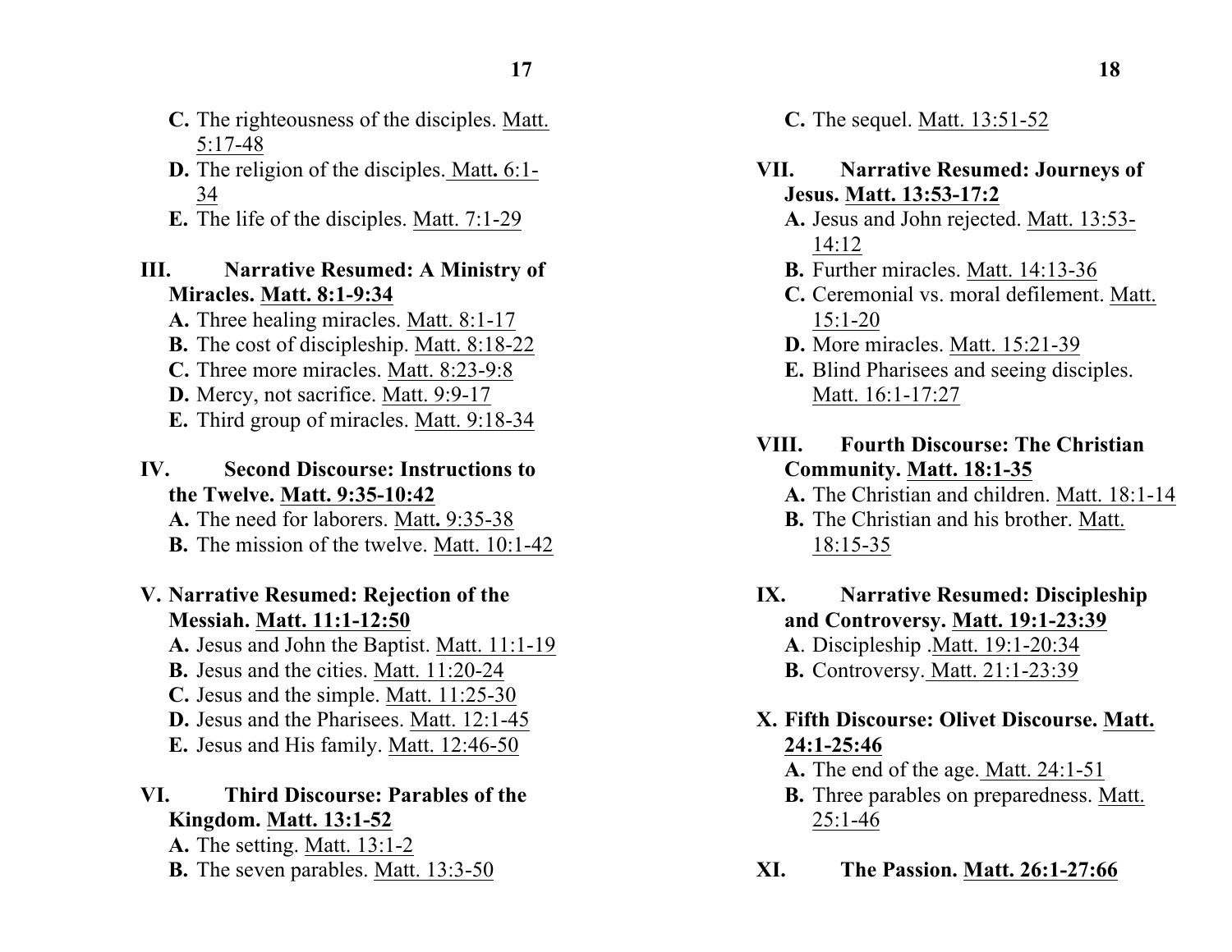**C.** The righteousness of the disciples. Matt. 5:17-48
**D.** The religion of the disciples. Matt**.** 6:1-34
**E.** The life of the disciples. Matt. 7:1-29

**III. Narrative Resumed: A Ministry of Miracles. Matt. 8:1-9:34**

**A.** Three healing miracles. Matt. 8:1-17
**B.** The cost of discipleship. Matt. 8:18-22
**C.** Three more miracles. Matt. 8:23-9:8
**D.** Mercy, not sacrifice. Matt. 9:9-17
**E.** Third group of miracles. Matt. 9:18-34

**IV. Second Discourse: Instructions to the Twelve. Matt. 9:35-10:42**

**A.** The need for laborers. Matt**.** 9:35-38
**B.** The mission of the twelve. Matt. 10:1-42

**V. Narrative Resumed: Rejection of the Messiah. Matt. 11:1-12:50**

**A.** Jesus and John the Baptist. Matt. 11:1-19
**B.** Jesus and the cities. Matt. 11:20-24
**C.** Jesus and the simple. Matt. 11:25-30
**D.** Jesus and the Pharisees. Matt. 12:1-45
**E.** Jesus and His family. Matt. 12:46-50

**VI. Third Discourse: Parables of the Kingdom. Matt. 13:1-52**

**A.** The setting. Matt. 13:1-2
**B.** The seven parables. Matt. 13:3-50
**C.** The sequel. Matt. 13:51-52

**VII. Narrative Resumed: Journeys of Jesus. Matt. 13:53-17:2**

**A.** Jesus and John rejected. Matt. 13:53-14:12
**B.** Further miracles. Matt. 14:13-36
**C.** Ceremonial vs. moral defilement. Matt. 15:1-20
**D.** More miracles. Matt. 15:21-39
**E.** Blind Pharisees and seeing disciples. Matt. 16:1-17:27

**VIII. Fourth Discourse: The Christian Community. Matt. 18:1-35**

**A.** The Christian and children. Matt. 18:1-14
**B.** The Christian and his brother. Matt. 18:15-35

**IX. Narrative Resumed: Discipleship and Controversy. Matt. 19:1-23:39**

**A**. Discipleship .Matt. 19:1-20:34
**B.** Controversy. Matt. 21:1-23:39

**X. Fifth Discourse: Olivet Discourse. Matt. 24:1-25:46**

**A.** The end of the age. Matt. 24:1-51
**B.** Three parables on preparedness. Matt. 25:1-46

**XI. The Passion. Matt. 26:1-27:66**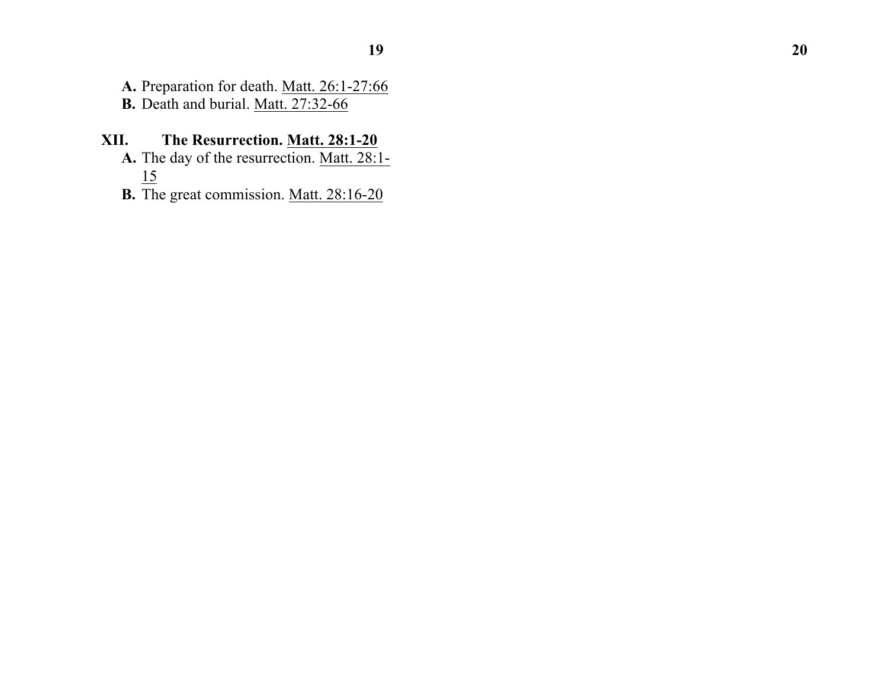- **A.** Preparation for death. Matt. 26:1-27:66
- **B.** Death and burial. Matt. 27:32-66

## XII. The Resurrection. Matt. 28:1-20

- **A.** The day of the resurrection. Matt. 28:1-15
- **B.** The great commission. Matt. 28:16-20